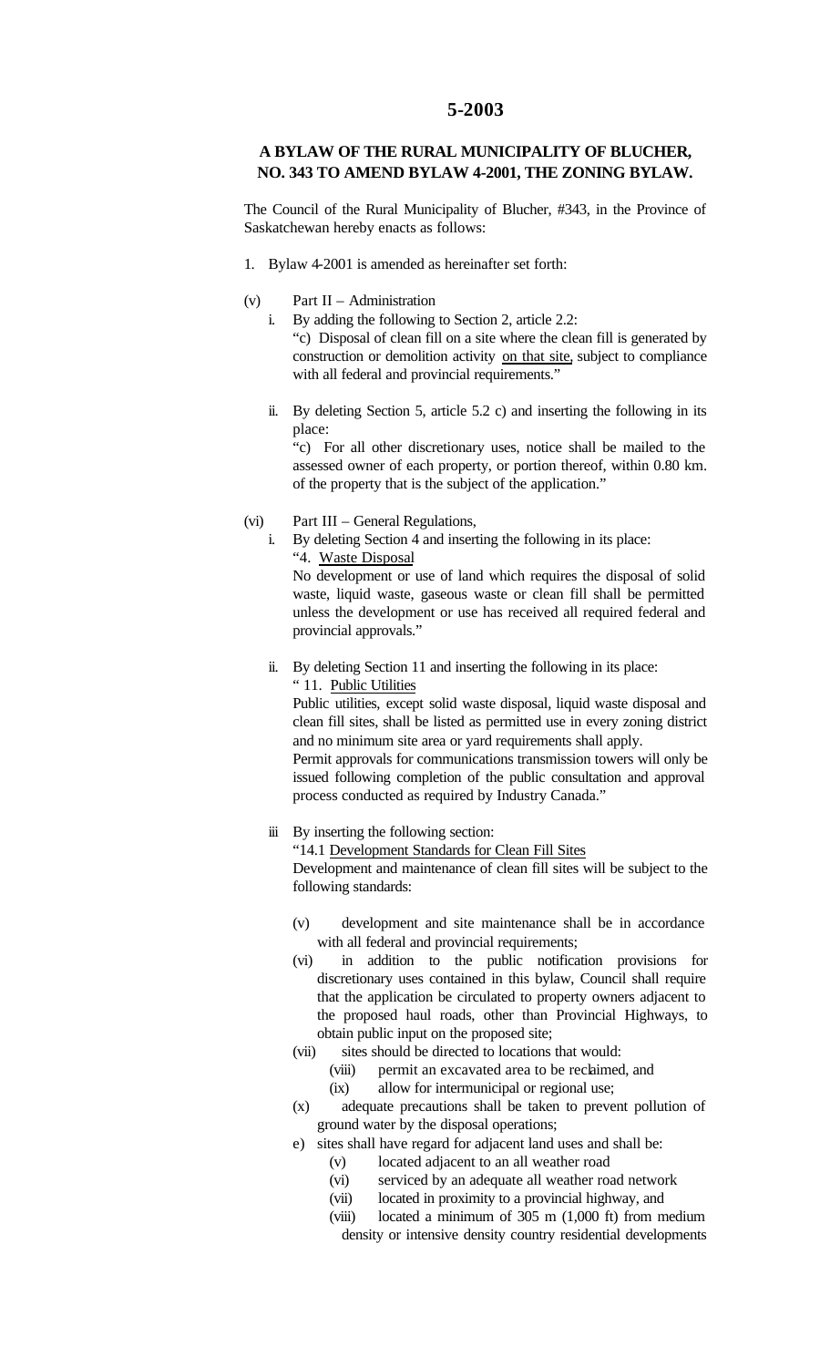# 5-2003

## A BYLAW OF THE RURAL MUNICIPALITY OF BLUCHER, NO. 343 TO AMEND BYLAW 4-2001, THE ZONING BYLAW.

The Council of the Rural Municipality of Blucher, #343, in the Province of Saskatchewan hereby enacts as follows:

1. Bylaw 4-2001 is amended as hereinafter set forth:

(v) Part II – Administration

i. By adding the following to Section 2, article 2.2:
"c) Disposal of clean fill on a site where the clean fill is generated by construction or demolition activity <u>on that site</u>, subject to compliance with all federal and provincial requirements."

ii. By deleting Section 5, article 5.2 c) and inserting the following in its place:
"c) For all other discretionary uses, notice shall be mailed to the assessed owner of each property, or portion thereof, within 0.80 km. of the property that is the subject of the application."

(vi) Part III – General Regulations,

i. By deleting Section 4 and inserting the following in its place:
"4. <u>Waste Disposal</u>
No development or use of land which requires the disposal of solid waste, liquid waste, gaseous waste or clean fill shall be permitted unless the development or use has received all required federal and provincial approvals."

ii. By deleting Section 11 and inserting the following in its place:
" 11. <u>Public Utilities</u>
Public utilities, except solid waste disposal, liquid waste disposal and clean fill sites, shall be listed as permitted use in every zoning district and no minimum site area or yard requirements shall apply.
Permit approvals for communications transmission towers will only be issued following completion of the public consultation and approval process conducted as required by Industry Canada."

iii By inserting the following section:
"14.1 <u>Development Standards for Clean Fill Sites</u>
Development and maintenance of clean fill sites will be subject to the following standards:

(v) development and site maintenance shall be in accordance with all federal and provincial requirements;

(vi) in addition to the public notification provisions for discretionary uses contained in this bylaw, Council shall require that the application be circulated to property owners adjacent to the proposed haul roads, other than Provincial Highways, to obtain public input on the proposed site;

(vii) sites should be directed to locations that would:
  (viii) permit an excavated area to be reclaimed, and
  (ix) allow for intermunicipal or regional use;

(x) adequate precautions shall be taken to prevent pollution of ground water by the disposal operations;

e) sites shall have regard for adjacent land uses and shall be:
  (v) located adjacent to an all weather road
  (vi) serviced by an adequate all weather road network
  (vii) located in proximity to a provincial highway, and
  (viii) located a minimum of 305 m (1,000 ft) from medium density or intensive density country residential developments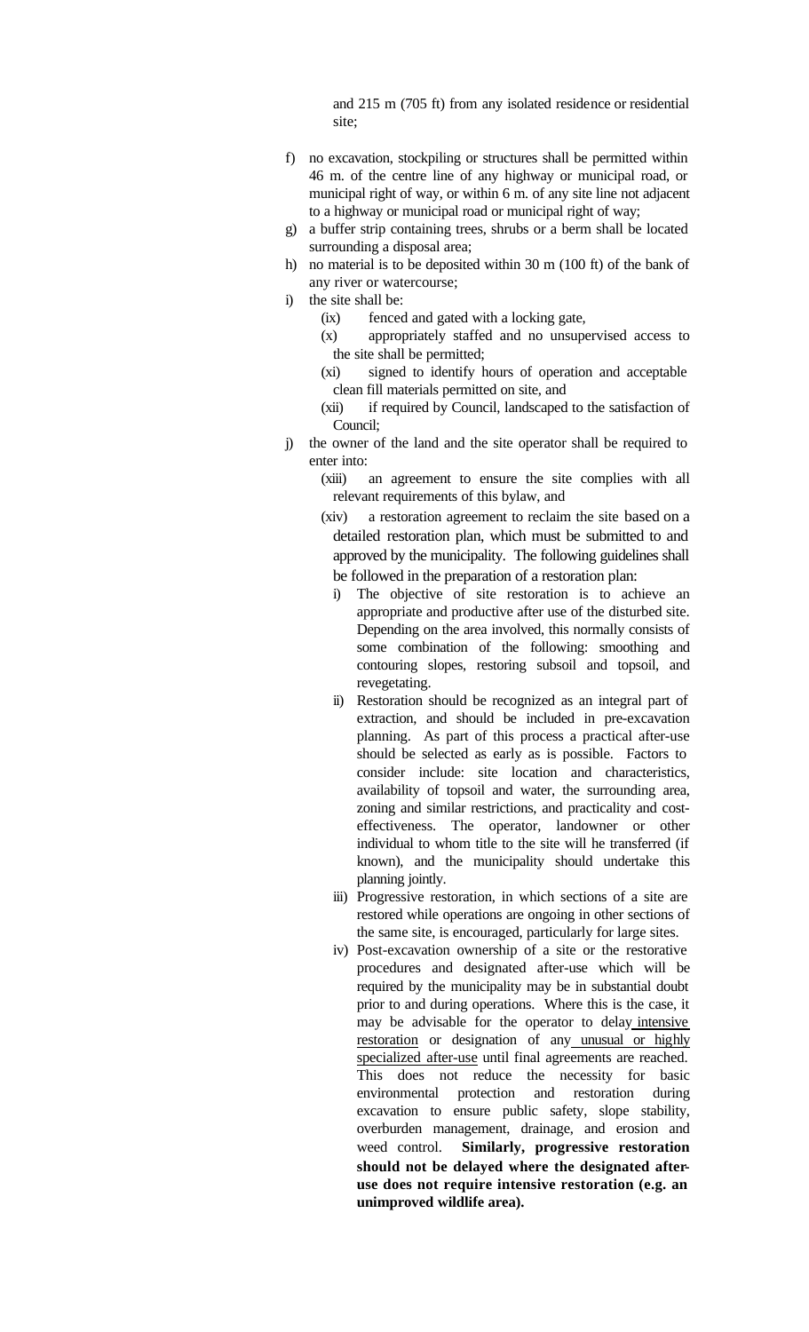and 215 m (705 ft) from any isolated residence or residential site;

f) no excavation, stockpiling or structures shall be permitted within 46 m. of the centre line of any highway or municipal road, or municipal right of way, or within 6 m. of any site line not adjacent to a highway or municipal road or municipal right of way;

g) a buffer strip containing trees, shrubs or a berm shall be located surrounding a disposal area;

h) no material is to be deposited within 30 m (100 ft) of the bank of any river or watercourse;

i) the site shall be:

  (ix) fenced and gated with a locking gate,

  (x) appropriately staffed and no unsupervised access to the site shall be permitted;

  (xi) signed to identify hours of operation and acceptable clean fill materials permitted on site, and

  (xii) if required by Council, landscaped to the satisfaction of Council;

j) the owner of the land and the site operator shall be required to enter into:

  (xiii) an agreement to ensure the site complies with all relevant requirements of this bylaw, and

  (xiv) a restoration agreement to reclaim the site based on a detailed restoration plan, which must be submitted to and approved by the municipality. The following guidelines shall be followed in the preparation of a restoration plan:

    i) The objective of site restoration is to achieve an appropriate and productive after use of the disturbed site. Depending on the area involved, this normally consists of some combination of the following: smoothing and contouring slopes, restoring subsoil and topsoil, and revegetating.

    ii) Restoration should be recognized as an integral part of extraction, and should be included in pre-excavation planning. As part of this process a practical after-use should be selected as early as is possible. Factors to consider include: site location and characteristics, availability of topsoil and water, the surrounding area, zoning and similar restrictions, and practicality and cost-effectiveness. The operator, landowner or other individual to whom title to the site will he transferred (if known), and the municipality should undertake this planning jointly.

    iii) Progressive restoration, in which sections of a site are restored while operations are ongoing in other sections of the same site, is encouraged, particularly for large sites.

    iv) Post-excavation ownership of a site or the restorative procedures and designated after-use which will be required by the municipality may be in substantial doubt prior to and during operations. Where this is the case, it may be advisable for the operator to delay <u>intensive restoration</u> or designation of any <u>unusual or highly specialized after-use</u> until final agreements are reached. This does not reduce the necessity for basic environmental protection and restoration during excavation to ensure public safety, slope stability, overburden management, drainage, and erosion and weed control. **Similarly, progressive restoration should not be delayed where the designated after-use does not require intensive restoration (e.g. an unimproved wildlife area).**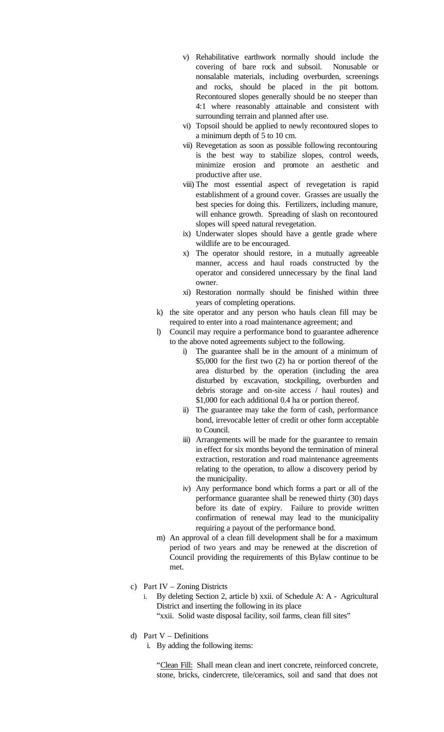v) Rehabilitative earthwork normally should include the covering of bare rock and subsoil. Nonusable or nonsalable materials, including overburden, screenings and rocks, should be placed in the pit bottom. Recontoured slopes generally should be no steeper than 4:1 where reasonably attainable and consistent with surrounding terrain and planned after use.

vi) Topsoil should be applied to newly recontoured slopes to a minimum depth of 5 to 10 cm.

vii) Revegetation as soon as possible following recontouring is the best way to stabilize slopes, control weeds, minimize erosion and promote an aesthetic and productive after use.

viii) The most essential aspect of revegetation is rapid establishment of a ground cover. Grasses are usually the best species for doing this. Fertilizers, including manure, will enhance growth. Spreading of slash on recontoured slopes will speed natural revegetation.

ix) Underwater slopes should have a gentle grade where wildlife are to be encouraged.

x) The operator should restore, in a mutually agreeable manner, access and haul roads constructed by the operator and considered unnecessary by the final land owner.

xi) Restoration normally should be finished within three years of completing operations.

k) the site operator and any person who hauls clean fill may be required to enter into a road maintenance agreement; and

l) Council may require a performance bond to guarantee adherence to the above noted agreements subject to the following.

i) The guarantee shall be in the amount of a minimum of $5,000 for the first two (2) ha or portion thereof of the area disturbed by the operation (including the area disturbed by excavation, stockpiling, overburden and debris storage and on-site access / haul routes) and $1,000 for each additional 0.4 ha or portion thereof.

ii) The guarantee may take the form of cash, performance bond, irrevocable letter of credit or other form acceptable to Council.

iii) Arrangements will be made for the guarantee to remain in effect for six months beyond the termination of mineral extraction, restoration and road maintenance agreements relating to the operation, to allow a discovery period by the municipality.

iv) Any performance bond which forms a part or all of the performance guarantee shall be renewed thirty (30) days before its date of expiry. Failure to provide written confirmation of renewal may lead to the municipality requiring a payout of the performance bond.

m) An approval of a clean fill development shall be for a maximum period of two years and may be renewed at the discretion of Council providing the requirements of this Bylaw continue to be met.

c) Part IV – Zoning Districts

i. By deleting Section 2, article b) xxii. of Schedule A: A - Agricultural District and inserting the following in its place

"xxii. Solid waste disposal facility, soil farms, clean fill sites"

d) Part V – Definitions

i. By adding the following items:

"Clean Fill: Shall mean clean and inert concrete, reinforced concrete, stone, bricks, cindercrete, tile/ceramics, soil and sand that does not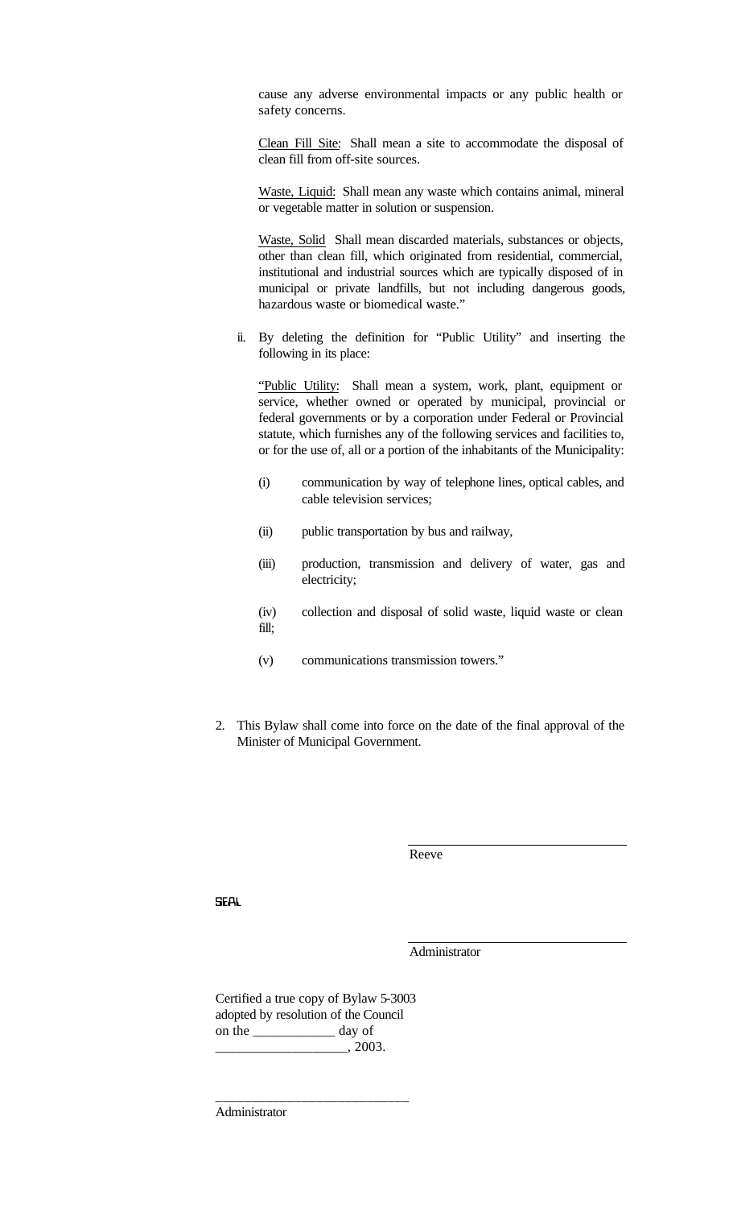cause any adverse environmental impacts or any public health or safety concerns.

Clean Fill Site: Shall mean a site to accommodate the disposal of clean fill from off-site sources.

Waste, Liquid: Shall mean any waste which contains animal, mineral or vegetable matter in solution or suspension.

Waste, Solid Shall mean discarded materials, substances or objects, other than clean fill, which originated from residential, commercial, institutional and industrial sources which are typically disposed of in municipal or private landfills, but not including dangerous goods, hazardous waste or biomedical waste."

ii. By deleting the definition for "Public Utility" and inserting the following in its place:

"Public Utility: Shall mean a system, work, plant, equipment or service, whether owned or operated by municipal, provincial or federal governments or by a corporation under Federal or Provincial statute, which furnishes any of the following services and facilities to, or for the use of, all or a portion of the inhabitants of the Municipality:

(i) communication by way of telephone lines, optical cables, and cable television services;

(ii) public transportation by bus and railway,

(iii) production, transmission and delivery of water, gas and electricity;

(iv) collection and disposal of solid waste, liquid waste or clean fill;

(v) communications transmission towers."

2. This Bylaw shall come into force on the date of the final approval of the Minister of Municipal Government.

\_\_\_\_\_\_\_\_\_\_\_\_\_\_\_\_\_\_\_\_\_\_\_\_\_\_\_\_\_\_
Reeve

SEAL

\_\_\_\_\_\_\_\_\_\_\_\_\_\_\_\_\_\_\_\_\_\_\_\_\_\_\_\_\_\_
Administrator

Certified a true copy of Bylaw 5-3003 adopted by resolution of the Council on the \_\_\_\_\_\_\_\_\_\_\_\_ day of \_\_\_\_\_\_\_\_\_\_\_\_\_\_\_\_\_\_\_, 2003.

\_\_\_\_\_\_\_\_\_\_\_\_\_\_\_\_\_\_\_\_\_\_\_\_\_\_\_\_\_\_
Administrator